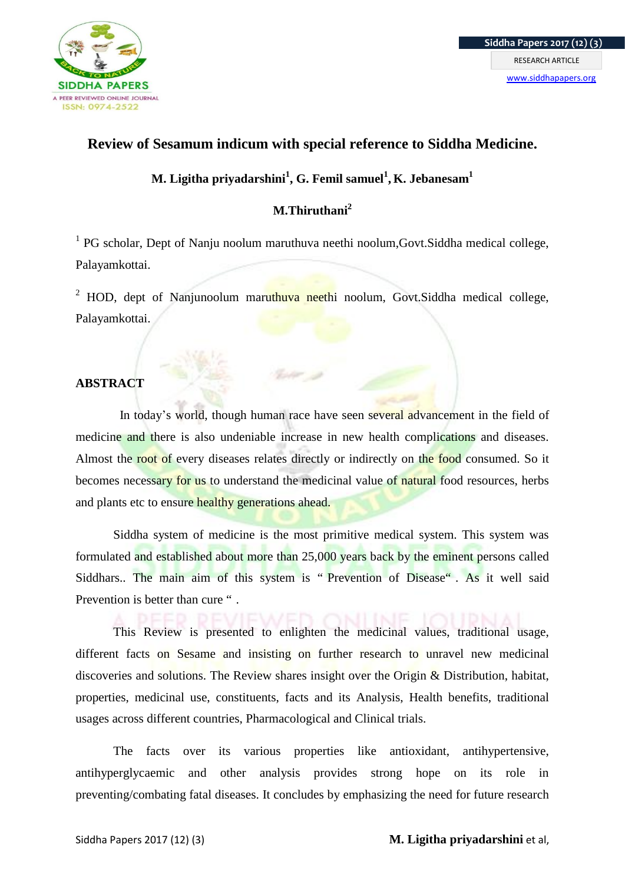# Review of Sesamum indicum with special reference to Siddha Medicine.

**M. Ligitha priyadarshini[1], G. Femil samuel[1], K. Jebanesam[1]**

**M.Thiruthani[2]**

[1] PG scholar, Dept of Nanju noolum maruthuva neethi noolum,Govt.Siddha medical college, Palayamkottai.

[2] HOD, dept of Nanjunoolum maruthuva neethi noolum, Govt.Siddha medical college, Palayamkottai.

## ABSTRACT

In today's world, though human race have seen several advancement in the field of medicine and there is also undeniable increase in new health complications and diseases. Almost the root of every diseases relates directly or indirectly on the food consumed. So it becomes necessary for us to understand the medicinal value of natural food resources, herbs and plants etc to ensure healthy generations ahead.

Siddha system of medicine is the most primitive medical system. This system was formulated and established about more than 25,000 years back by the eminent persons called Siddhars.. The main aim of this system is " Prevention of Disease" . As it well said Prevention is better than cure " .

This Review is presented to enlighten the medicinal values, traditional usage, different facts on Sesame and insisting on further research to unravel new medicinal discoveries and solutions. The Review shares insight over the Origin & Distribution, habitat, properties, medicinal use, constituents, facts and its Analysis, Health benefits, traditional usages across different countries, Pharmacological and Clinical trials.

The facts over its various properties like antioxidant, antihypertensive, antihyperglycaemic and other analysis provides strong hope on its role in preventing/combating fatal diseases. It concludes by emphasizing the need for future research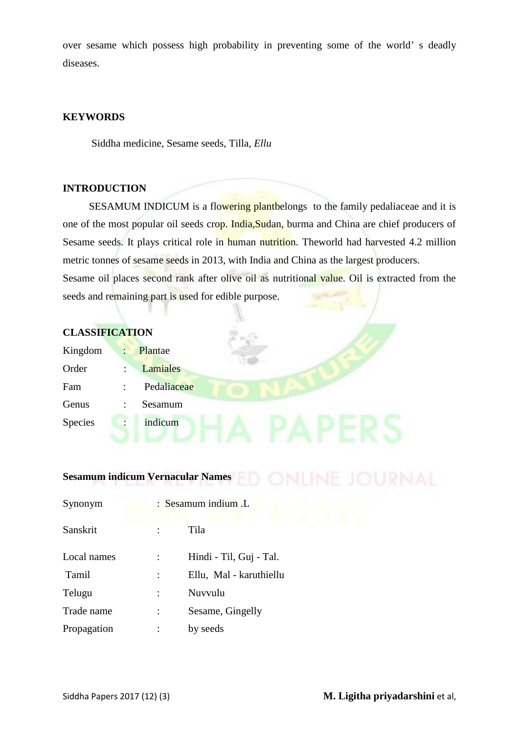over sesame which possess high probability in preventing some of the world' s deadly diseases.

## KEYWORDS

Siddha medicine, Sesame seeds, Tilla, *Ellu*

## INTRODUCTION

SESAMUM INDICUM is a flowering plantbelongs to the family pedaliaceae and it is one of the most popular oil seeds crop. India,Sudan, burma and China are chief producers of Sesame seeds. It plays critical role in human nutrition. Theworld had harvested 4.2 million metric tonnes of sesame seeds in 2013, with India and China as the largest producers.

Sesame oil places second rank after olive oil as nutritional value. Oil is extracted from the seeds and remaining part is used for edible purpose.

## CLASSIFICATION

| | | |
|---|---|---|
| Kingdom | : | Plantae |
| Order | : | Lamiales |
| Fam | : | Pedaliaceae |
| Genus | : | Sesamum |
| Species | : | indicum |

### Sesamum indicum Vernacular Names

| | | |
|---|---|---|
| Synonym | : | Sesamum indium .L |
| Sanskrit | : | Tila |
| Local names | : | Hindi - Til, Guj - Tal. |
| Tamil | : | Ellu, Mal - karuthiellu |
| Telugu | : | Nuvvulu |
| Trade name | : | Sesame, Gingelly |
| Propagation | : | by seeds |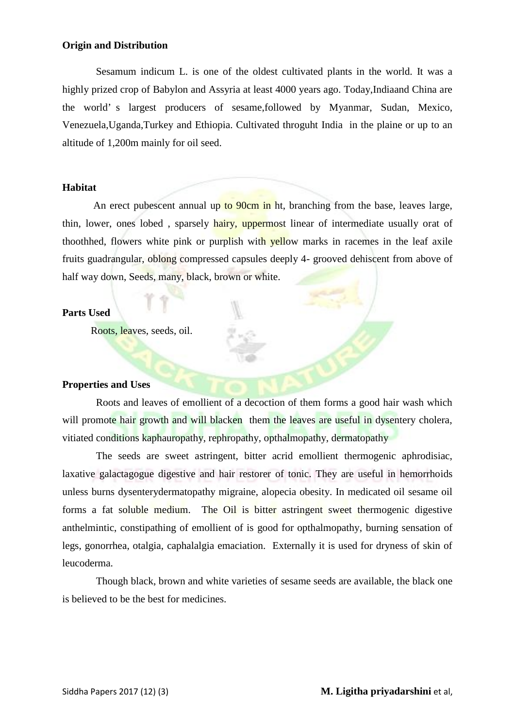**Origin and Distribution**

Sesamum indicum L. is one of the oldest cultivated plants in the world. It was a highly prized crop of Babylon and Assyria at least 4000 years ago. Today,Indiaand China are the world' s largest producers of sesame,followed by Myanmar, Sudan, Mexico, Venezuela,Uganda,Turkey and Ethiopia. Cultivated throguht India in the plaine or up to an altitude of 1,200m mainly for oil seed.

**Habitat**

An erect pubescent annual up to 90cm in ht, branching from the base, leaves large, thin, lower, ones lobed , sparsely hairy, uppermost linear of intermediate usually orat of thoothhed, flowers white pink or purplish with yellow marks in racemes in the leaf axile fruits guadrangular, oblong compressed capsules deeply 4- grooved dehiscent from above of half way down, Seeds, many, black, brown or white.

**Parts Used**

Roots, leaves, seeds, oil.

**Properties and Uses**

Roots and leaves of emollient of a decoction of them forms a good hair wash which will promote hair growth and will blacken them the leaves are useful in dysentery cholera, vitiated conditions kaphauropathy, rephropathy, opthalmopathy, dermatopathy

The seeds are sweet astringent, bitter acrid emollient thermogenic aphrodisiac, laxative galactagogue digestive and hair restorer of tonic. They are useful in hemorrhoids unless burns dysenterydermatopathy migraine, alopecia obesity. In medicated oil sesame oil forms a fat soluble medium. The Oil is bitter astringent sweet thermogenic digestive anthelmintic, constipathing of emollient of is good for opthalmopathy, burning sensation of legs, gonorrhea, otalgia, caphalalgia emaciation. Externally it is used for dryness of skin of leucoderma.

Though black, brown and white varieties of sesame seeds are available, the black one is believed to be the best for medicines.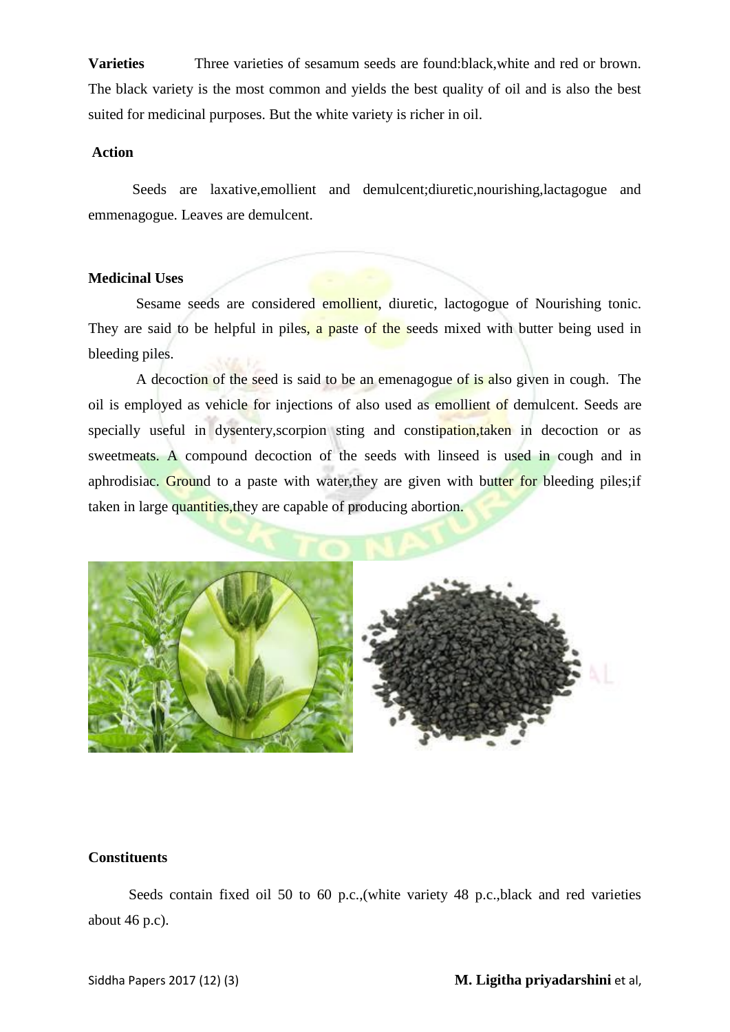**Varieties** Three varieties of sesamum seeds are found:black,white and red or brown. The black variety is the most common and yields the best quality of oil and is also the best suited for medicinal purposes. But the white variety is richer in oil.

**Action**

Seeds are laxative,emollient and demulcent;diuretic,nourishing,lactagogue and emmenagogue. Leaves are demulcent.

**Medicinal Uses**

Sesame seeds are considered emollient, diuretic, lactogogue of Nourishing tonic. They are said to be helpful in piles, a paste of the seeds mixed with butter being used in bleeding piles.

A decoction of the seed is said to be an emenagogue of is also given in cough. The oil is employed as vehicle for injections of also used as emollient of demulcent. Seeds are specially useful in dysentery,scorpion sting and constipation,taken in decoction or as sweetmeats. A compound decoction of the seeds with linseed is used in cough and in aphrodisiac. Ground to a paste with water,they are given with butter for bleeding piles;if taken in large quantities,they are capable of producing abortion.

**Constituents**

Seeds contain fixed oil 50 to 60 p.c.,(white variety 48 p.c.,black and red varieties about 46 p.c).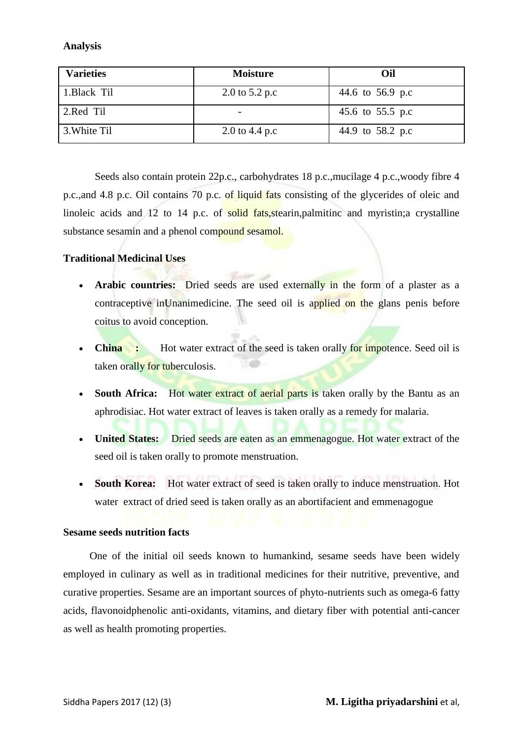**Analysis**

| Varieties | Moisture | Oil |
|---|---|---|
| 1.Black Til | 2.0 to 5.2 p.c | 44.6 to 56.9 p.c |
| 2.Red Til | - | 45.6 to 55.5 p.c |
| 3.White Til | 2.0 to 4.4 p.c | 44.9 to 58.2 p.c |

Seeds also contain protein 22p.c., carbohydrates 18 p.c.,mucilage 4 p.c.,woody fibre 4 p.c.,and 4.8 p.c. Oil contains 70 p.c. of liquid fats consisting of the glycerides of oleic and linoleic acids and 12 to 14 p.c. of solid fats,stearin,palmitinc and myristin;a crystalline substance sesamin and a phenol compound sesamol.

**Traditional Medicinal Uses**

- **Arabic countries:** Dried seeds are used externally in the form of a plaster as a contraceptive inUnanimedicine. The seed oil is applied on the glans penis before coitus to avoid conception.
- **China :** Hot water extract of the seed is taken orally for impotence. Seed oil is taken orally for tuberculosis.
- **South Africa:** Hot water extract of aerial parts is taken orally by the Bantu as an aphrodisiac. Hot water extract of leaves is taken orally as a remedy for malaria.
- **United States:** Dried seeds are eaten as an emmenagogue. Hot water extract of the seed oil is taken orally to promote menstruation.
- **South Korea:** Hot water extract of seed is taken orally to induce menstruation. Hot water extract of dried seed is taken orally as an abortifacient and emmenagogue

**Sesame seeds nutrition facts**

One of the initial oil seeds known to humankind, sesame seeds have been widely employed in culinary as well as in traditional medicines for their nutritive, preventive, and curative properties. Sesame are an important sources of phyto-nutrients such as omega-6 fatty acids, flavonoidphenolic anti-oxidants, vitamins, and dietary fiber with potential anti-cancer as well as health promoting properties.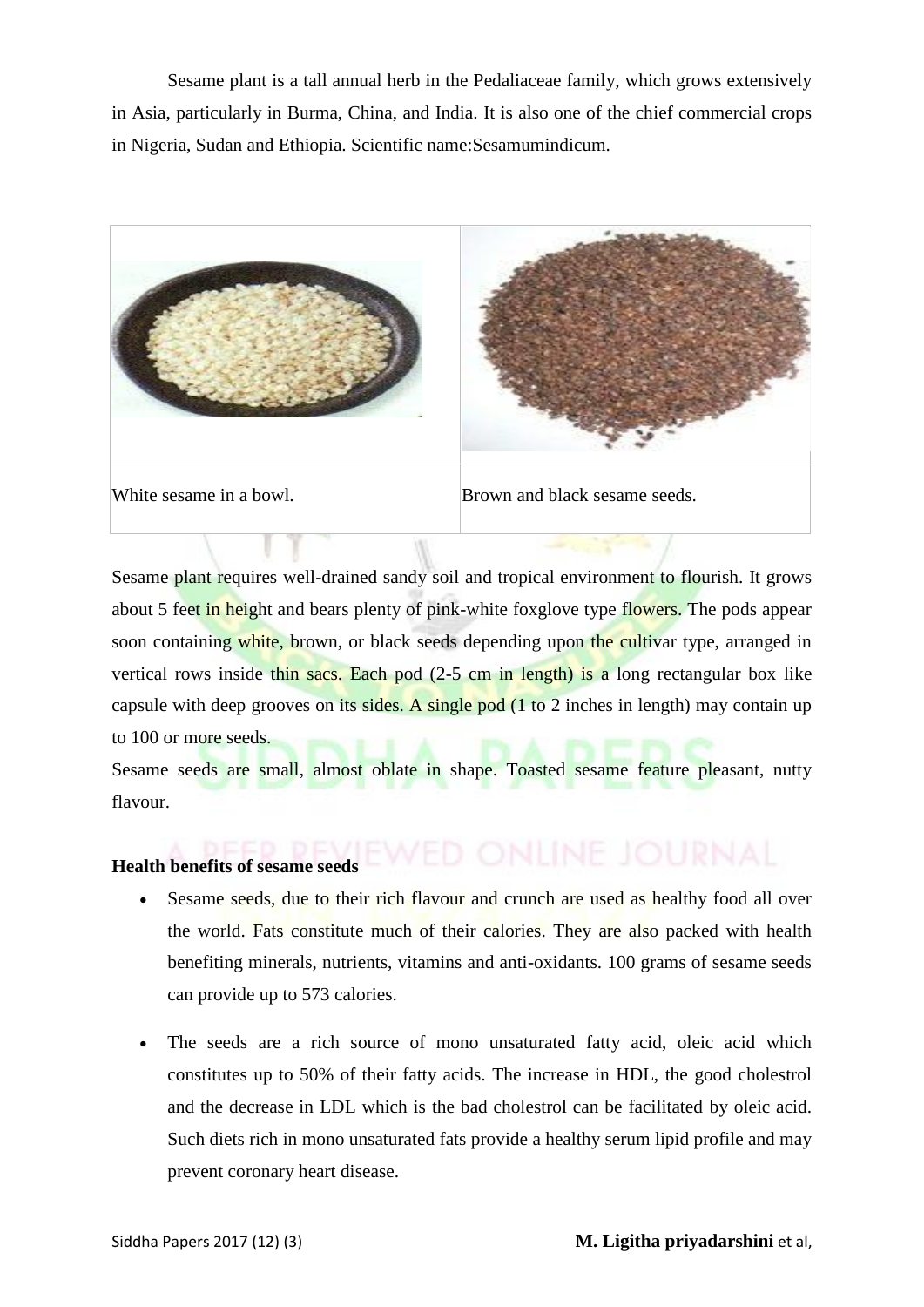Sesame plant is a tall annual herb in the Pedaliaceae family, which grows extensively in Asia, particularly in Burma, China, and India. It is also one of the chief commercial crops in Nigeria, Sudan and Ethiopia. Scientific name:Sesamumindicum.

| | |
|---|---|
| | |
| White sesame in a bowl. | Brown and black sesame seeds. |

Sesame plant requires well-drained sandy soil and tropical environment to flourish. It grows about 5 feet in height and bears plenty of pink-white foxglove type flowers. The pods appear soon containing white, brown, or black seeds depending upon the cultivar type, arranged in vertical rows inside thin sacs. Each pod (2-5 cm in length) is a long rectangular box like capsule with deep grooves on its sides. A single pod (1 to 2 inches in length) may contain up to 100 or more seeds.

Sesame seeds are small, almost oblate in shape. Toasted sesame feature pleasant, nutty flavour.

**Health benefits of sesame seeds**

- Sesame seeds, due to their rich flavour and crunch are used as healthy food all over the world. Fats constitute much of their calories. They are also packed with health benefiting minerals, nutrients, vitamins and anti-oxidants. 100 grams of sesame seeds can provide up to 573 calories.

- The seeds are a rich source of mono unsaturated fatty acid, oleic acid which constitutes up to 50% of their fatty acids. The increase in HDL, the good cholestrol and the decrease in LDL which is the bad cholestrol can be facilitated by oleic acid. Such diets rich in mono unsaturated fats provide a healthy serum lipid profile and may prevent coronary heart disease.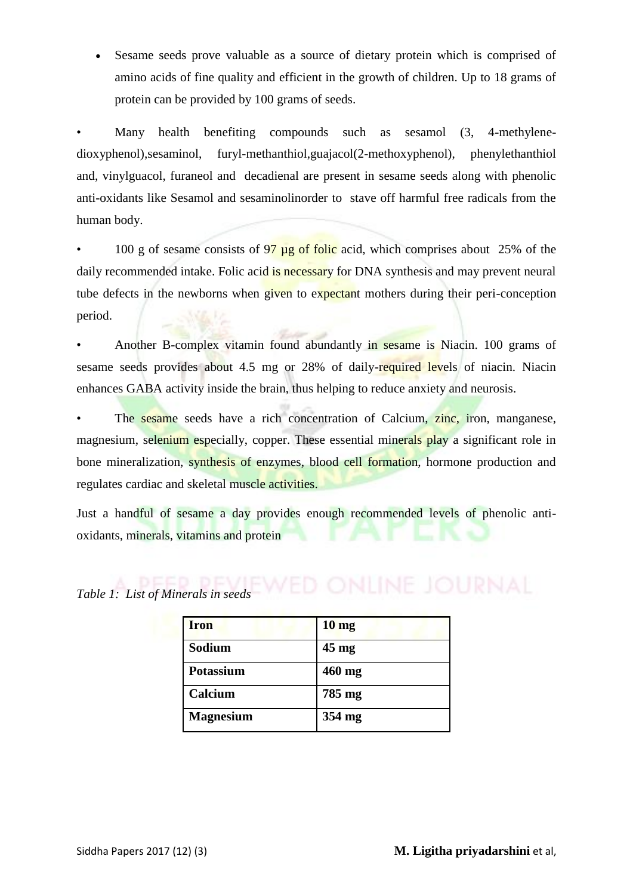- Sesame seeds prove valuable as a source of dietary protein which is comprised of amino acids of fine quality and efficient in the growth of children. Up to 18 grams of protein can be provided by 100 grams of seeds.

- Many health benefiting compounds such as sesamol (3, 4-methylene-dioxyphenol),sesaminol, furyl-methanthiol,guajacol(2-methoxyphenol), phenylethanthiol and, vinylguacol, furaneol and decadienal are present in sesame seeds along with phenolic anti-oxidants like Sesamol and sesaminolinorder to stave off harmful free radicals from the human body.

- 100 g of sesame consists of 97 µg of folic acid, which comprises about 25% of the daily recommended intake. Folic acid is necessary for DNA synthesis and may prevent neural tube defects in the newborns when given to expectant mothers during their peri-conception period.

- Another B-complex vitamin found abundantly in sesame is Niacin. 100 grams of sesame seeds provides about 4.5 mg or 28% of daily-required levels of niacin. Niacin enhances GABA activity inside the brain, thus helping to reduce anxiety and neurosis.

- The sesame seeds have a rich concentration of Calcium, zinc, iron, manganese, magnesium, selenium especially, copper. These essential minerals play a significant role in bone mineralization, synthesis of enzymes, blood cell formation, hormone production and regulates cardiac and skeletal muscle activities.

Just a handful of sesame a day provides enough recommended levels of phenolic anti-oxidants, minerals, vitamins and protein

*Table 1: List of Minerals in seeds*

| **Iron** | **10 mg** |
|---|---|
| **Sodium** | **45 mg** |
| **Potassium** | **460 mg** |
| **Calcium** | **785 mg** |
| **Magnesium** | **354 mg** |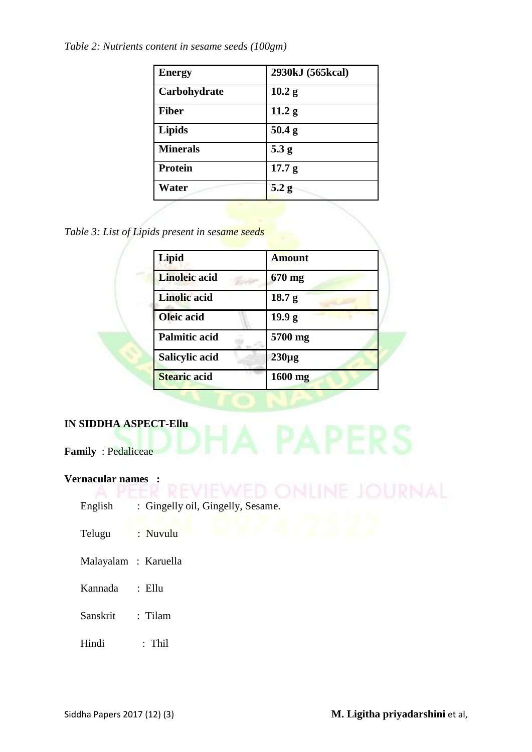*Table 2: Nutrients content in sesame seeds (100gm)*

| Energy | 2930kJ (565kcal) |
|---|---|
| Carbohydrate | 10.2 g |
| Fiber | 11.2 g |
| Lipids | 50.4 g |
| Minerals | 5.3 g |
| Protein | 17.7 g |
| Water | 5.2 g |

*Table 3: List of Lipids present in sesame seeds*

| Lipid | Amount |
|---|---|
| Linoleic acid | 670 mg |
| Linolic acid | 18.7 g |
| Oleic acid | 19.9 g |
| Palmitic acid | 5700 mg |
| Salicylic acid | 230µg |
| Stearic acid | 1600 mg |

**IN SIDDHA ASPECT-Ellu**

**Family** : Pedaliceae

**Vernacular names :**

English : Gingelly oil, Gingelly, Sesame.

Telugu : Nuvulu

Malayalam : Karuella

Kannada : Ellu

Sanskrit : Tilam

Hindi : Thil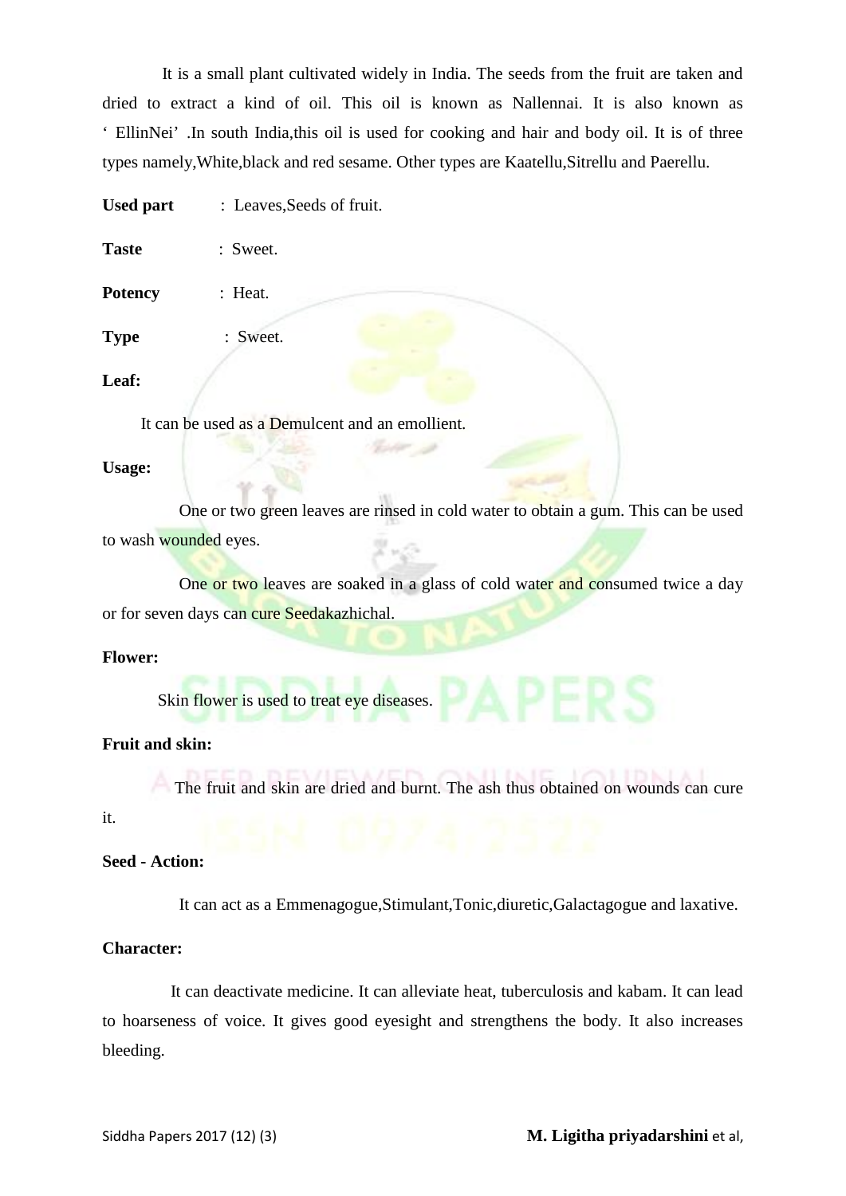It is a small plant cultivated widely in India. The seeds from the fruit are taken and dried to extract a kind of oil. This oil is known as Nallennai. It is also known as ' EllinNei' .In south India,this oil is used for cooking and hair and body oil. It is of three types namely,White,black and red sesame. Other types are Kaatellu,Sitrellu and Paerellu.

**Used part** : Leaves,Seeds of fruit.

**Taste** : Sweet.

**Potency** : Heat.

**Type** : Sweet.

**Leaf:**

It can be used as a Demulcent and an emollient.

**Usage:**

One or two green leaves are rinsed in cold water to obtain a gum. This can be used to wash wounded eyes.

One or two leaves are soaked in a glass of cold water and consumed twice a day or for seven days can cure Seedakazhichal.

**Flower:**

Skin flower is used to treat eye diseases.

**Fruit and skin:**

The fruit and skin are dried and burnt. The ash thus obtained on wounds can cure it.

**Seed - Action:**

It can act as a Emmenagogue,Stimulant,Tonic,diuretic,Galactagogue and laxative.

**Character:**

It can deactivate medicine. It can alleviate heat, tuberculosis and kabam. It can lead to hoarseness of voice. It gives good eyesight and strengthens the body. It also increases bleeding.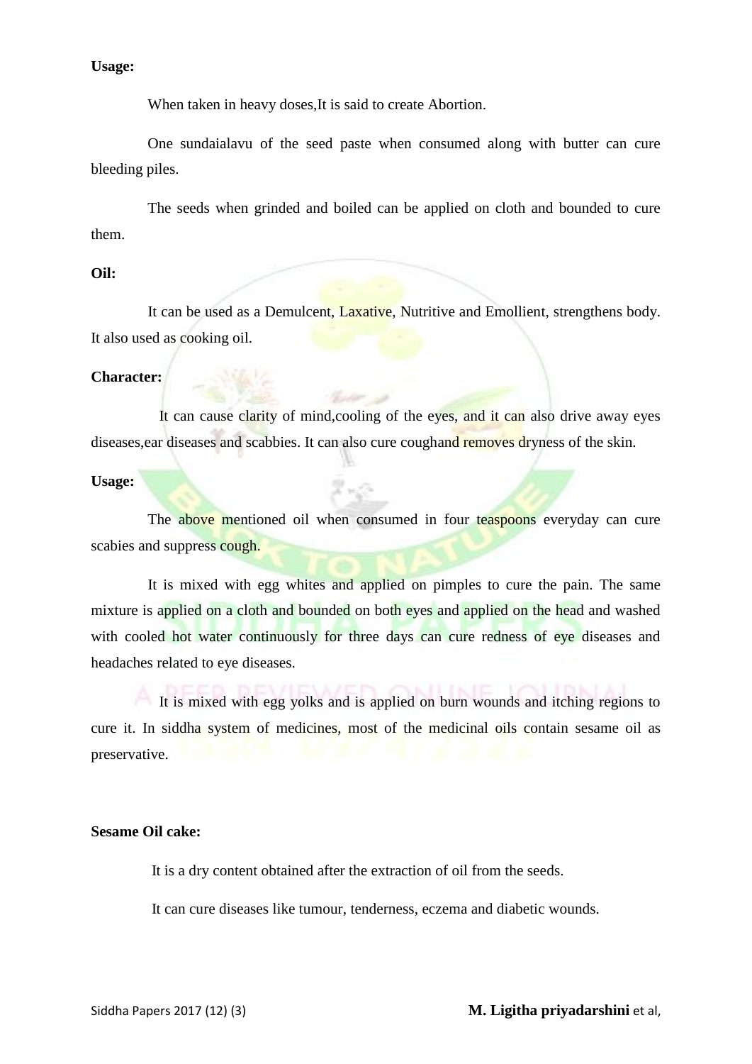**Usage:**

When taken in heavy doses,It is said to create Abortion.

One sundaialavu of the seed paste when consumed along with butter can cure bleeding piles.

The seeds when grinded and boiled can be applied on cloth and bounded to cure them.

**Oil:**

It can be used as a Demulcent, Laxative, Nutritive and Emollient, strengthens body. It also used as cooking oil.

**Character:**

It can cause clarity of mind,cooling of the eyes, and it can also drive away eyes diseases,ear diseases and scabbies. It can also cure coughand removes dryness of the skin.

**Usage:**

The above mentioned oil when consumed in four teaspoons everyday can cure scabies and suppress cough.

It is mixed with egg whites and applied on pimples to cure the pain. The same mixture is applied on a cloth and bounded on both eyes and applied on the head and washed with cooled hot water continuously for three days can cure redness of eye diseases and headaches related to eye diseases.

It is mixed with egg yolks and is applied on burn wounds and itching regions to cure it. In siddha system of medicines, most of the medicinal oils contain sesame oil as preservative.

**Sesame Oil cake:**

It is a dry content obtained after the extraction of oil from the seeds.

It can cure diseases like tumour, tenderness, eczema and diabetic wounds.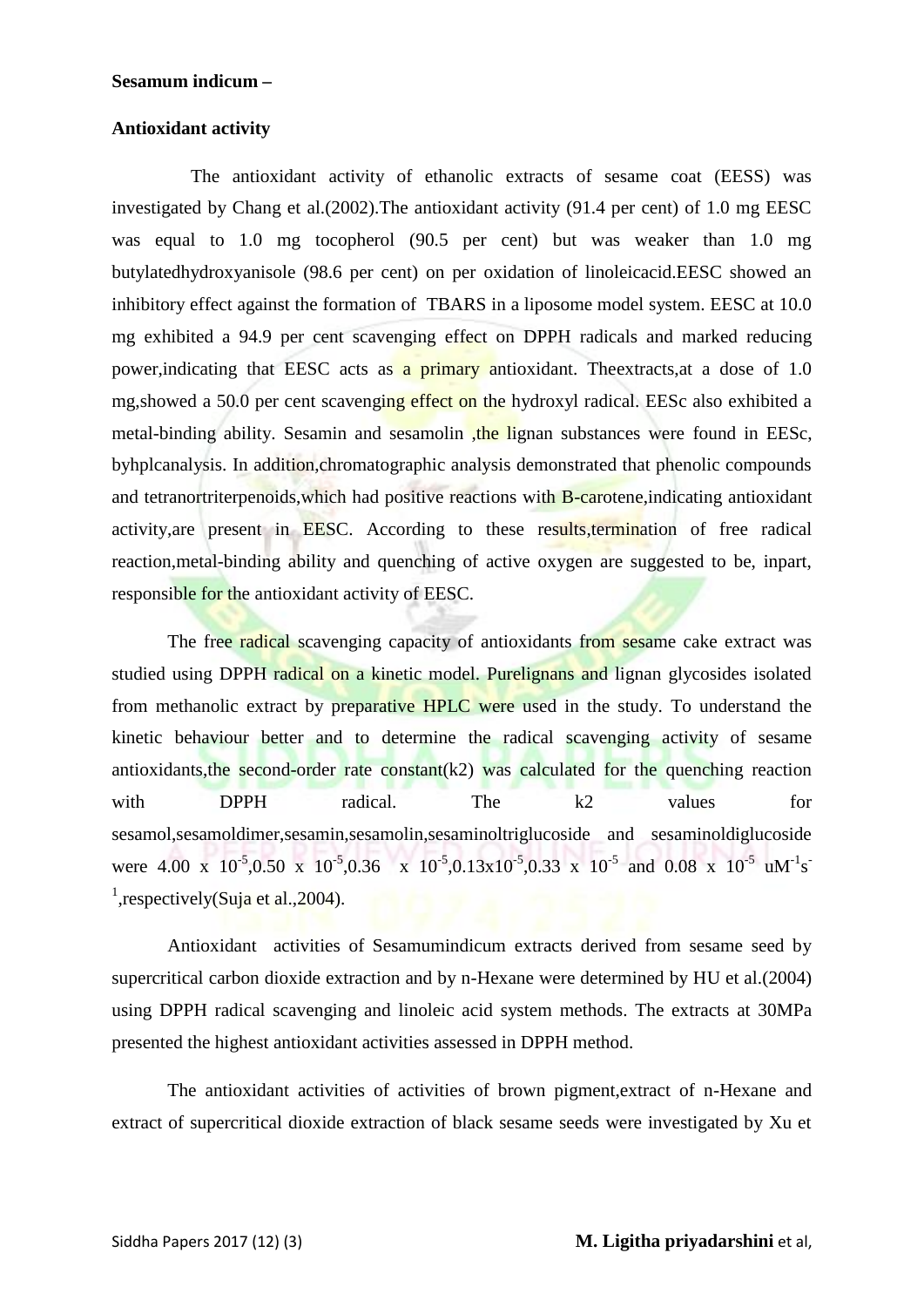**Sesamum indicum –**

**Antioxidant activity**

The antioxidant activity of ethanolic extracts of sesame coat (EESS) was investigated by Chang et al.(2002).The antioxidant activity (91.4 per cent) of 1.0 mg EESC was equal to 1.0 mg tocopherol (90.5 per cent) but was weaker than 1.0 mg butylatedhydroxyanisole (98.6 per cent) on per oxidation of linoleicacid.EESC showed an inhibitory effect against the formation of TBARS in a liposome model system. EESC at 10.0 mg exhibited a 94.9 per cent scavenging effect on DPPH radicals and marked reducing power,indicating that EESC acts as a primary antioxidant. Theextracts,at a dose of 1.0 mg,showed a 50.0 per cent scavenging effect on the hydroxyl radical. EESc also exhibited a metal-binding ability. Sesamin and sesamolin ,the lignan substances were found in EESc, byhplcanalysis. In addition,chromatographic analysis demonstrated that phenolic compounds and tetranortriterpenoids,which had positive reactions with B-carotene,indicating antioxidant activity,are present in EESC. According to these results,termination of free radical reaction,metal-binding ability and quenching of active oxygen are suggested to be, inpart, responsible for the antioxidant activity of EESC.

The free radical scavenging capacity of antioxidants from sesame cake extract was studied using DPPH radical on a kinetic model. Purelignans and lignan glycosides isolated from methanolic extract by preparative HPLC were used in the study. To understand the kinetic behaviour better and to determine the radical scavenging activity of sesame antioxidants,the second-order rate constant(k2) was calculated for the quenching reaction with DPPH radical. The k2 values for sesamol,sesamoldimer,sesamin,sesamolin,sesaminoltriglucoside and sesaminoldiglucoside were $4.00 \times 10^{-5}$,$0.50 \times 10^{-5}$,$0.36 \times 10^{-5}$,$0.13\times10^{-5}$,$0.33 \times 10^{-5}$ and $0.08 \times 10^{-5}$ $uM^{-1}s^{-1}$,respectively(Suja et al.,2004).

Antioxidant activities of Sesamumindicum extracts derived from sesame seed by supercritical carbon dioxide extraction and by n-Hexane were determined by HU et al.(2004) using DPPH radical scavenging and linoleic acid system methods. The extracts at 30MPa presented the highest antioxidant activities assessed in DPPH method.

The antioxidant activities of activities of brown pigment,extract of n-Hexane and extract of supercritical dioxide extraction of black sesame seeds were investigated by Xu et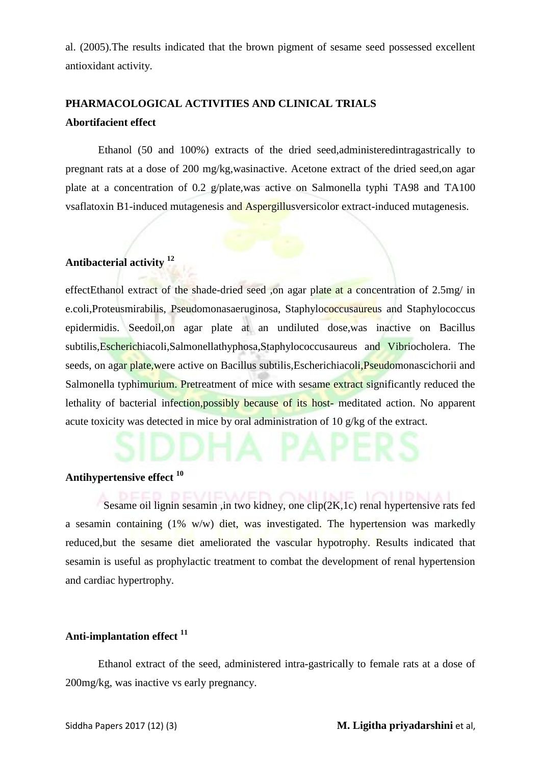al. (2005).The results indicated that the brown pigment of sesame seed possessed excellent antioxidant activity.

## PHARMACOLOGICAL ACTIVITIES AND CLINICAL TRIALS

### Abortifacient effect

Ethanol (50 and 100%) extracts of the dried seed,administeredintragastrically to pregnant rats at a dose of 200 mg/kg,wasinactive. Acetone extract of the dried seed,on agar plate at a concentration of 0.2 g/plate,was active on Salmonella typhi TA98 and TA100 vsaflatoxin B1-induced mutagenesis and Aspergillusversicolor extract-induced mutagenesis.

### Antibacterial activity [12]

effectEthanol extract of the shade-dried seed ,on agar plate at a concentration of 2.5mg/ in e.coli,Proteusmirabilis, Pseudomonasaeruginosa, Staphylococcusaureus and Staphylococcus epidermidis. Seedoil,on agar plate at an undiluted dose,was inactive on Bacillus subtilis,Escherichiacoli,Salmonellathyphosa,Staphylococcusaureus and Vibriocholera. The seeds, on agar plate,were active on Bacillus subtilis,Escherichiacoli,Pseudomonascichorii and Salmonella typhimurium. Pretreatment of mice with sesame extract significantly reduced the lethality of bacterial infection,possibly because of its host- meditated action. No apparent acute toxicity was detected in mice by oral administration of 10 g/kg of the extract.

### Antihypertensive effect [10]

Sesame oil lignin sesamin ,in two kidney, one clip(2K,1c) renal hypertensive rats fed a sesamin containing (1% w/w) diet, was investigated. The hypertension was markedly reduced,but the sesame diet ameliorated the vascular hypotrophy. Results indicated that sesamin is useful as prophylactic treatment to combat the development of renal hypertension and cardiac hypertrophy.

### Anti-implantation effect [11]

Ethanol extract of the seed, administered intra-gastrically to female rats at a dose of 200mg/kg, was inactive vs early pregnancy.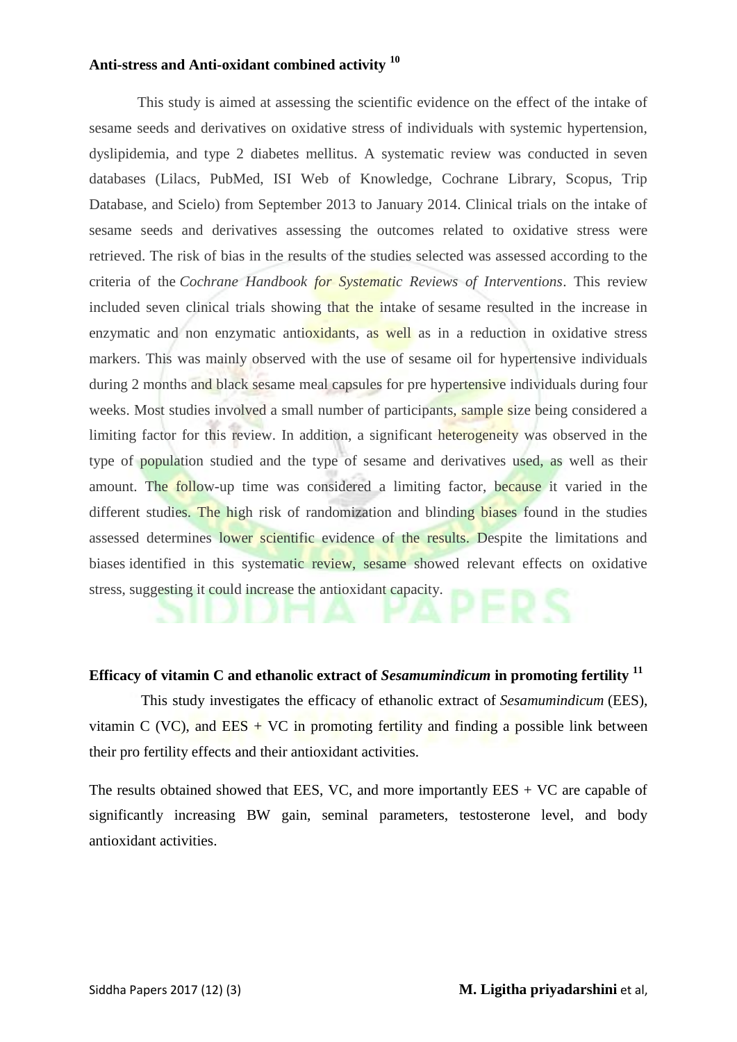### Anti-stress and Anti-oxidant combined activity [10]

This study is aimed at assessing the scientific evidence on the effect of the intake of sesame seeds and derivatives on oxidative stress of individuals with systemic hypertension, dyslipidemia, and type 2 diabetes mellitus. A systematic review was conducted in seven databases (Lilacs, PubMed, ISI Web of Knowledge, Cochrane Library, Scopus, Trip Database, and Scielo) from September 2013 to January 2014. Clinical trials on the intake of sesame seeds and derivatives assessing the outcomes related to oxidative stress were retrieved. The risk of bias in the results of the studies selected was assessed according to the criteria of the *Cochrane Handbook for Systematic Reviews of Interventions*. This review included seven clinical trials showing that the intake of sesame resulted in the increase in enzymatic and non enzymatic antioxidants, as well as in a reduction in oxidative stress markers. This was mainly observed with the use of sesame oil for hypertensive individuals during 2 months and black sesame meal capsules for pre hypertensive individuals during four weeks. Most studies involved a small number of participants, sample size being considered a limiting factor for this review. In addition, a significant heterogeneity was observed in the type of population studied and the type of sesame and derivatives used, as well as their amount. The follow-up time was considered a limiting factor, because it varied in the different studies. The high risk of randomization and blinding biases found in the studies assessed determines lower scientific evidence of the results. Despite the limitations and biases identified in this systematic review, sesame showed relevant effects on oxidative stress, suggesting it could increase the antioxidant capacity.

### Efficacy of vitamin C and ethanolic extract of *Sesamumindicum* in promoting fertility [11]

This study investigates the efficacy of ethanolic extract of *Sesamumindicum* (EES), vitamin C (VC), and EES + VC in promoting fertility and finding a possible link between their pro fertility effects and their antioxidant activities.

The results obtained showed that EES, VC, and more importantly EES + VC are capable of significantly increasing BW gain, seminal parameters, testosterone level, and body antioxidant activities.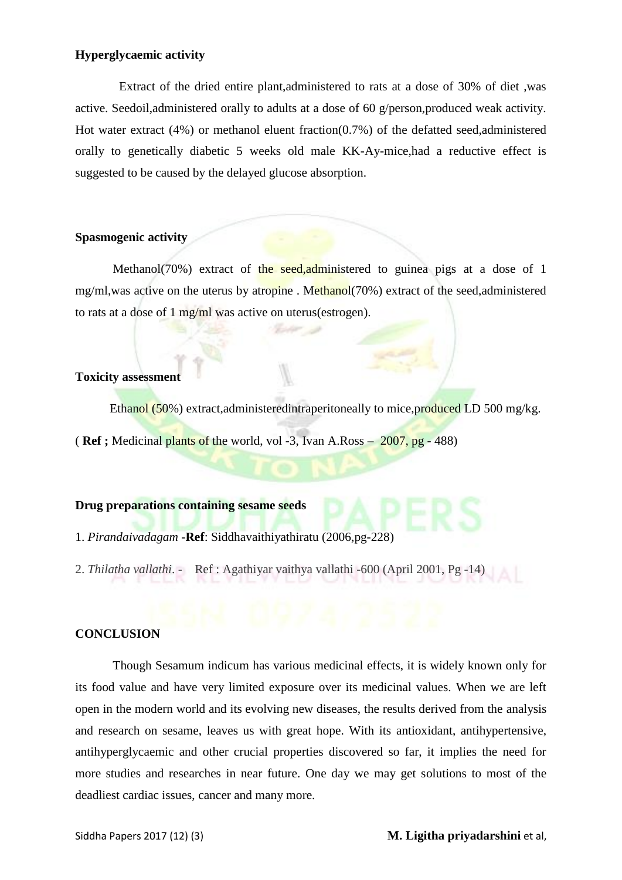**Hyperglycaemic activity**

Extract of the dried entire plant,administered to rats at a dose of 30% of diet ,was active. Seedoil,administered orally to adults at a dose of 60 g/person,produced weak activity. Hot water extract (4%) or methanol eluent fraction(0.7%) of the defatted seed,administered orally to genetically diabetic 5 weeks old male KK-Ay-mice,had a reductive effect is suggested to be caused by the delayed glucose absorption.

**Spasmogenic activity**

Methanol(70%) extract of the seed,administered to guinea pigs at a dose of 1 mg/ml,was active on the uterus by atropine . Methanol(70%) extract of the seed,administered to rats at a dose of 1 mg/ml was active on uterus(estrogen).

**Toxicity assessment**

Ethanol (50%) extract,administeredintraperitoneally to mice,produced LD 500 mg/kg.

( **Ref ;** Medicinal plants of the world, vol -3, Ivan A.Ross – 2007, pg - 488)

**Drug preparations containing sesame seeds**

1. *Pirandaivadagam* -**Ref**: Siddhavaithiyathiratu (2006,pg-228)

2. *Thilatha vallathi*. - Ref : Agathiyar vaithya vallathi -600 (April 2001, Pg -14)

**CONCLUSION**

Though Sesamum indicum has various medicinal effects, it is widely known only for its food value and have very limited exposure over its medicinal values. When we are left open in the modern world and its evolving new diseases, the results derived from the analysis and research on sesame, leaves us with great hope. With its antioxidant, antihypertensive, antihyperglycaemic and other crucial properties discovered so far, it implies the need for more studies and researches in near future. One day we may get solutions to most of the deadliest cardiac issues, cancer and many more.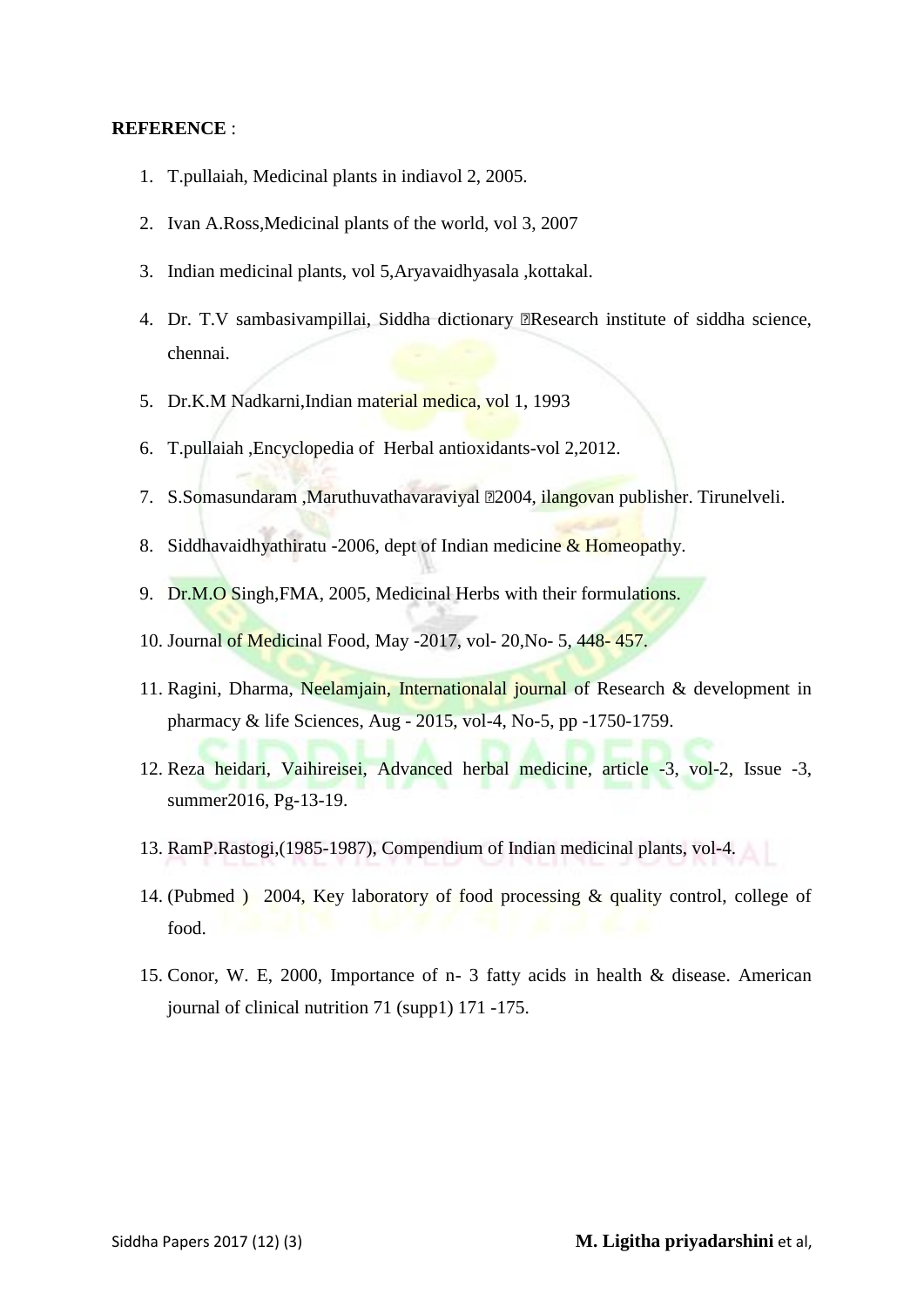**REFERENCE** :

1. T.pullaiah, Medicinal plants in indiavol 2, 2005.
2. Ivan A.Ross,Medicinal plants of the world, vol 3, 2007
3. Indian medicinal plants, vol 5,Aryavaidhyasala ,kottakal.
4. Dr. T.V sambasivampillai, Siddha dictionary Research institute of siddha science, chennai.
5. Dr.K.M Nadkarni,Indian material medica, vol 1, 1993
6. T.pullaiah ,Encyclopedia of Herbal antioxidants-vol 2,2012.
7. S.Somasundaram ,Maruthuvathavaraviyal 2004, ilangovan publisher. Tirunelveli.
8. Siddhavaidhyathiratu -2006, dept of Indian medicine & Homeopathy.
9. Dr.M.O Singh,FMA, 2005, Medicinal Herbs with their formulations.
10. Journal of Medicinal Food, May -2017, vol- 20,No- 5, 448- 457.
11. Ragini, Dharma, Neelamjain, Internationalal journal of Research & development in pharmacy & life Sciences, Aug - 2015, vol-4, No-5, pp -1750-1759.
12. Reza heidari, Vaihireisei, Advanced herbal medicine, article -3, vol-2, Issue -3, summer2016, Pg-13-19.
13. RamP.Rastogi,(1985-1987), Compendium of Indian medicinal plants, vol-4.
14. (Pubmed ) 2004, Key laboratory of food processing & quality control, college of food.
15. Conor, W. E, 2000, Importance of n- 3 fatty acids in health & disease. American journal of clinical nutrition 71 (supp1) 171 -175.